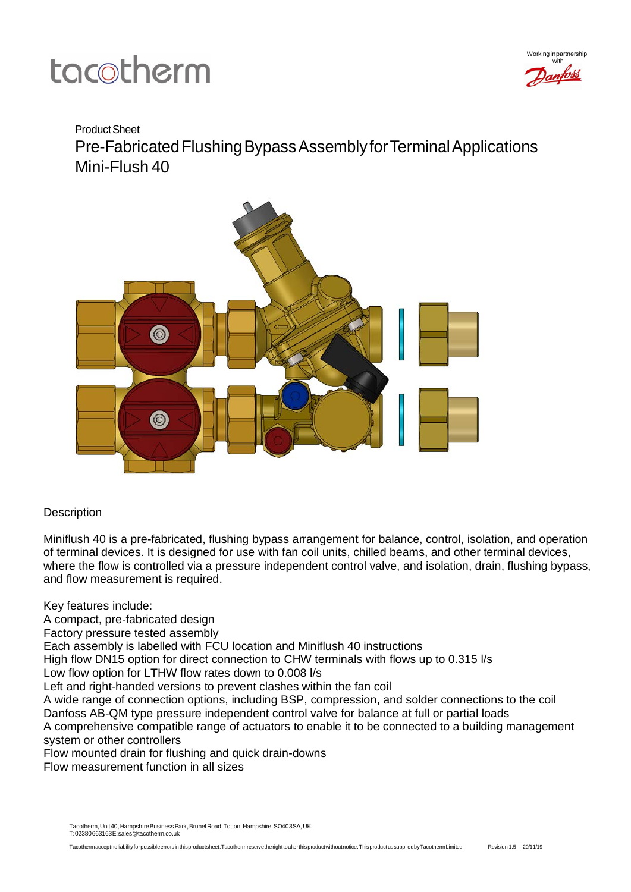Product Sheet

# Pre-Fabricated Flushing Bypass Assembly for Terminal Applications Mini-Flush 40

## Description

Miniflush 40 is a pre-fabricated, flushing bypass arrangement for balance, control, isolation, and operation of terminal devices. It is designed for use with fan coil units, chilled beams, and other terminal devices, where the flow is controlled via a pressure independent control valve, and isolation, drain, flushing bypass, and flow measurement is required.

Key features include:

A compact, pre-fabricated design
Factory pressure tested assembly
Each assembly is labelled with FCU location and Miniflush 40 instructions
High flow DN15 option for direct connection to CHW terminals with flows up to 0.315 l/s
Low flow option for LTHW flow rates down to 0.008 l/s
Left and right-handed versions to prevent clashes within the fan coil
A wide range of connection options, including BSP, compression, and solder connections to the coil
Danfoss AB-QM type pressure independent control valve for balance at full or partial loads
A comprehensive compatible range of actuators to enable it to be connected to a building management system or other controllers
Flow mounted drain for flushing and quick drain-downs
Flow measurement function in all sizes

Tacotherm, Unit 40, Hampshire Business Park, Brunel Road, Totton, Hampshire, SO40 3SA, UK.
T: 02380663163 E: sales@tacotherm.co.uk

Tacotherm accept no liability for possible errors in this product sheet. Tacotherm reserve the right to alter this product without notice. This product us supplied by Tacotherm Limited Revision 1.5 20/11/19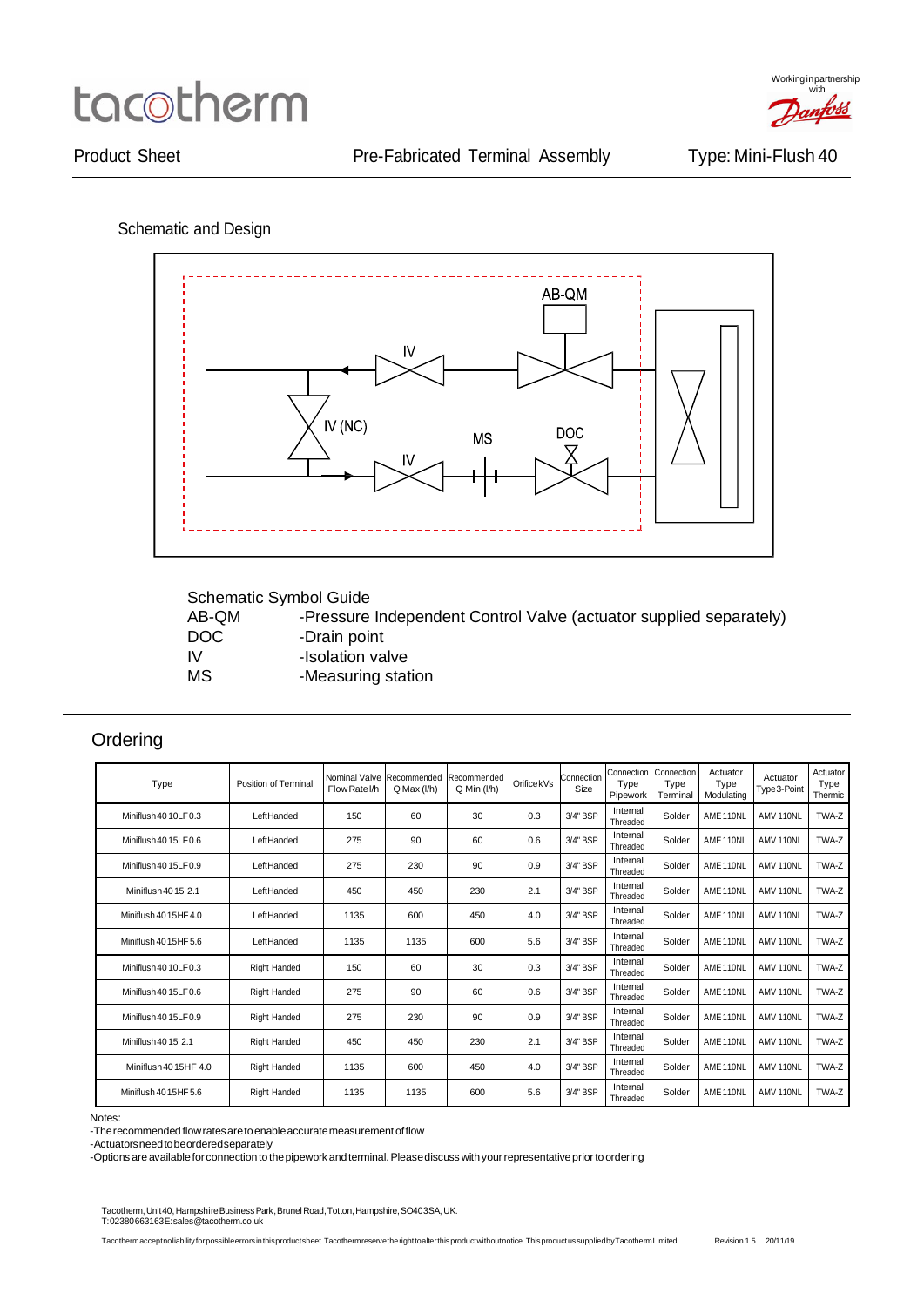# tacotherm

Working in partnership with Danfoss

Product Sheet — Pre-Fabricated Terminal Assembly — Type: Mini-Flush 40

## Schematic and Design

AB-QM

IV

IV (NC)

MS

DOC

IV

Schematic Symbol Guide

| | |
|---|---|
| AB-QM | -Pressure Independent Control Valve (actuator supplied separately) |
| DOC | -Drain point |
| IV | -Isolation valve |
| MS | -Measuring station |

## Ordering

| Type | Position of Terminal | Nominal Valve Flow Rate l/h | Recommended Q Max (l/h) | Recommended Q Min (l/h) | Orifice kVs | Connection Size | Connection Type Pipework | Connection Type Terminal | Actuator Type Modulating | Actuator Type 3-Point | Actuator Type Thermic |
|---|---|---|---|---|---|---|---|---|---|---|---|
| Miniflush 40 10LF 0.3 | LeftHanded | 150 | 60 | 30 | 0.3 | 3/4" BSP | Internal Threaded | Solder | AME 110NL | AMV 110NL | TWA-Z |
| Miniflush 40 15LF 0.6 | LeftHanded | 275 | 90 | 60 | 0.6 | 3/4" BSP | Internal Threaded | Solder | AME 110NL | AMV 110NL | TWA-Z |
| Miniflush 40 15LF 0.9 | LeftHanded | 275 | 230 | 90 | 0.9 | 3/4" BSP | Internal Threaded | Solder | AME 110NL | AMV 110NL | TWA-Z |
| Miniflush 40 15 2.1 | LeftHanded | 450 | 450 | 230 | 2.1 | 3/4" BSP | Internal Threaded | Solder | AME 110NL | AMV 110NL | TWA-Z |
| Miniflush 40 15HF 4.0 | LeftHanded | 1135 | 600 | 450 | 4.0 | 3/4" BSP | Internal Threaded | Solder | AME 110NL | AMV 110NL | TWA-Z |
| Miniflush 40 15HF 5.6 | LeftHanded | 1135 | 1135 | 600 | 5.6 | 3/4" BSP | Internal Threaded | Solder | AME 110NL | AMV 110NL | TWA-Z |
| Miniflush 40 10LF 0.3 | Right Handed | 150 | 60 | 30 | 0.3 | 3/4" BSP | Internal Threaded | Solder | AME 110NL | AMV 110NL | TWA-Z |
| Miniflush 40 15LF 0.6 | Right Handed | 275 | 90 | 60 | 0.6 | 3/4" BSP | Internal Threaded | Solder | AME 110NL | AMV 110NL | TWA-Z |
| Miniflush 40 15LF 0.9 | Right Handed | 275 | 230 | 90 | 0.9 | 3/4" BSP | Internal Threaded | Solder | AME 110NL | AMV 110NL | TWA-Z |
| Miniflush 40 15 2.1 | Right Handed | 450 | 450 | 230 | 2.1 | 3/4" BSP | Internal Threaded | Solder | AME 110NL | AMV 110NL | TWA-Z |
| Miniflush 40 15HF 4.0 | Right Handed | 1135 | 600 | 450 | 4.0 | 3/4" BSP | Internal Threaded | Solder | AME 110NL | AMV 110NL | TWA-Z |
| Miniflush 40 15HF 5.6 | Right Handed | 1135 | 1135 | 600 | 5.6 | 3/4" BSP | Internal Threaded | Solder | AME 110NL | AMV 110NL | TWA-Z |

Notes:
-The recommended flow rates are to enable accurate measurement of flow
-Actuators need to be ordered separately
-Options are available for connection to the pipework and terminal. Please discuss with your representative prior to ordering

Tacotherm, Unit 40, Hampshire Business Park, Brunel Road, Totton, Hampshire, SO40 3SA, UK.
T: 02380663163 E: sales@tacotherm.co.uk

Tacotherm accept no liability for possible errors in this product sheet. Tacotherm reserve the right to alter this product without notice. This product us supplied by Tacotherm Limited — Revision 1.5 20/11/19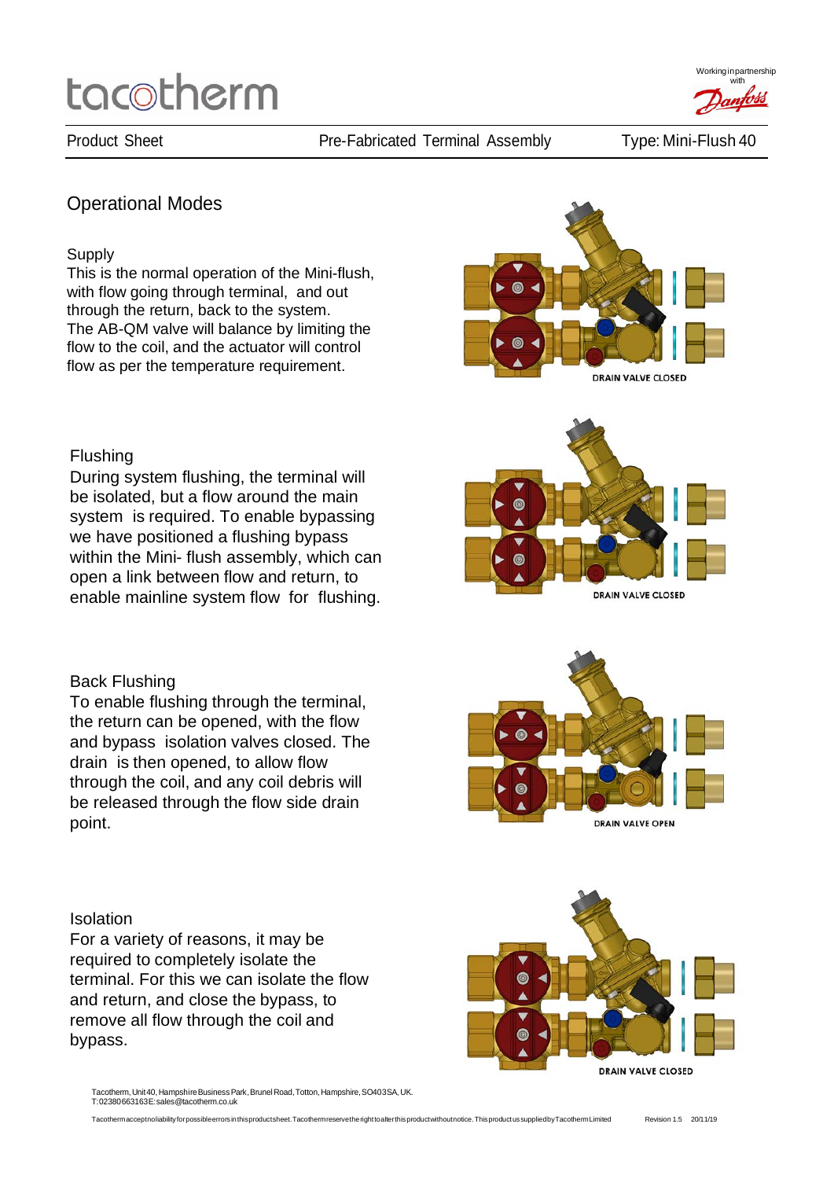## Operational Modes

### Supply

This is the normal operation of the Mini-flush, with flow going through terminal, and out through the return, back to the system. The AB-QM valve will balance by limiting the flow to the coil, and the actuator will control flow as per the temperature requirement.

DRAIN VALVE CLOSED

### Flushing

During system flushing, the terminal will be isolated, but a flow around the main system is required. To enable bypassing we have positioned a flushing bypass within the Mini- flush assembly, which can open a link between flow and return, to enable mainline system flow for flushing.

DRAIN VALVE CLOSED

### Back Flushing

To enable flushing through the terminal, the return can be opened, with the flow and bypass isolation valves closed. The drain is then opened, to allow flow through the coil, and any coil debris will be released through the flow side drain point.

DRAIN VALVE OPEN

### Isolation

For a variety of reasons, it may be required to completely isolate the terminal. For this we can isolate the flow and return, and close the bypass, to remove all flow through the coil and bypass.

DRAIN VALVE CLOSED

Tacotherm, Unit 40, Hampshire Business Park, Brunel Road, Totton, Hampshire, SO40 3SA, UK.
T: 02380663163 E: sales@tacotherm.co.uk

Tacotherm accept no liability for possible errors in this product sheet. Tacotherm reserve the right to alter this product without notice. This product us supplied by Tacotherm Limited — Revision 1.5 20/11/19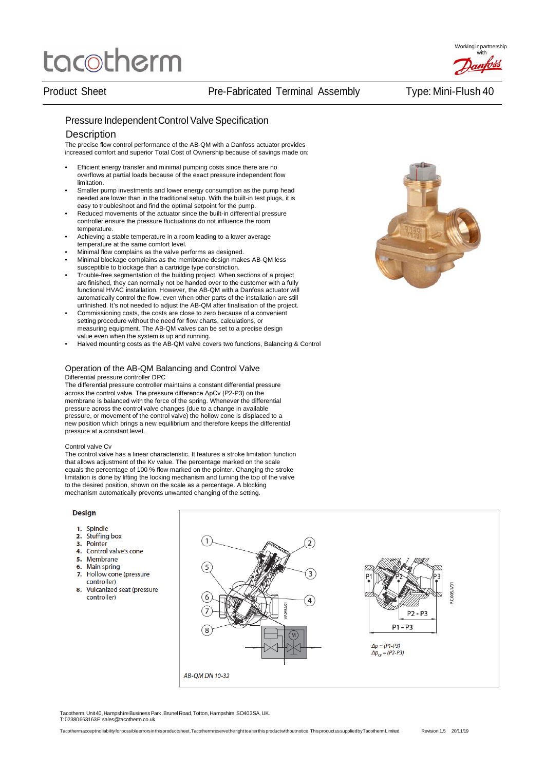# tacotherm

Working in partnership with Danfoss

Product Sheet — Pre-Fabricated Terminal Assembly — Type: Mini-Flush 40

## Pressure Independent Control Valve Specification

### Description

The precise flow control performance of the AB-QM with a Danfoss actuator provides increased comfort and superior Total Cost of Ownership because of savings made on:

- Efficient energy transfer and minimal pumping costs since there are no overflows at partial loads because of the exact pressure independent flow limitation.
- Smaller pump investments and lower energy consumption as the pump head needed are lower than in the traditional setup. With the built-in test plugs, it is easy to troubleshoot and find the optimal setpoint for the pump.
- Reduced movements of the actuator since the built-in differential pressure controller ensure the pressure fluctuations do not influence the room temperature.
- Achieving a stable temperature in a room leading to a lower average temperature at the same comfort level.
- Minimal flow complains as the valve performs as designed.
- Minimal blockage complains as the membrane design makes AB-QM less susceptible to blockage than a cartridge type constriction.
- Trouble-free segmentation of the building project. When sections of a project are finished, they can normally not be handed over to the customer with a fully functional HVAC installation. However, the AB-QM with a Danfoss actuator will automatically control the flow, even when other parts of the installation are still unfinished. It's not needed to adjust the AB-QM after finalisation of the project.
- Commissioning costs, the costs are close to zero because of a convenient setting procedure without the need for flow charts, calculations, or measuring equipment. The AB-QM valves can be set to a precise design value even when the system is up and running.
- Halved mounting costs as the AB-QM valve covers two functions, Balancing & Control

### Operation of the AB-QM Balancing and Control Valve

Differential pressure controller DPC

The differential pressure controller maintains a constant differential pressure across the control valve. The pressure difference $\Delta pCv$ (P2-P3) on the membrane is balanced with the force of the spring. Whenever the differential pressure across the control valve changes (due to a change in available pressure, or movement of the control valve) the hollow cone is displaced to a new position which brings a new equilibrium and therefore keeps the differential pressure at a constant level.

Control valve Cv

The control valve has a linear characteristic. It features a stroke limitation function that allows adjustment of the Kv value. The percentage marked on the scale equals the percentage of 100 % flow marked on the pointer. Changing the stroke limitation is done by lifting the locking mechanism and turning the top of the valve to the desired position, shown on the scale as a percentage. A blocking mechanism automatically prevents unwanted changing of the setting.

### Design

1. Spindle
2. Stuffing box
3. Pointer
4. Control valve's cone
5. Membrane
6. Main spring
7. Hollow cone (pressure controller)
8. Vulcanized seat (pressure controller)

P1, P2, P3, P2 - P3, P1 - P3

$\Delta p = (P1\text{-}P3)$
$\Delta p_{cv} = (P2\text{-}P3)$

AB-QM DN 10-32

Tacotherm, Unit 40, Hampshire Business Park, Brunel Road, Totton, Hampshire, SO40 3SA, UK.
T: 02380663163 E: sales@tacotherm.co.uk

Tacotherm accept no liability for possible errors in this product sheet. Tacotherm reserve the right to alter this product without notice. This product us supplied by Tacotherm Limited — Revision 1.5 20/11/19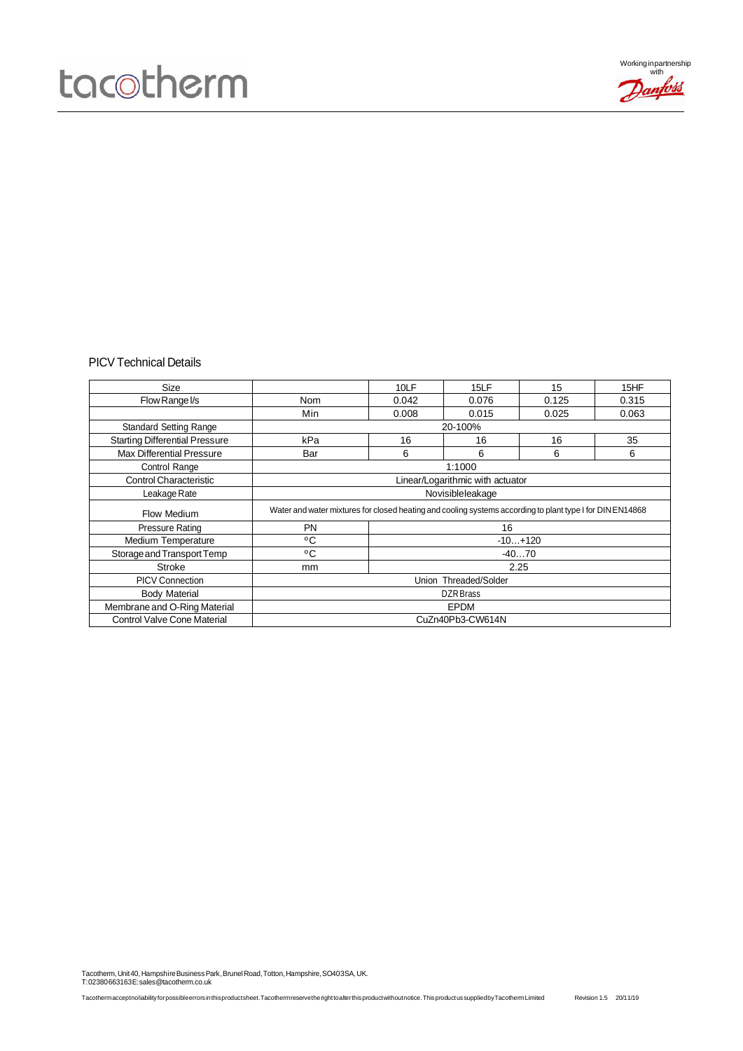## PICV Technical Details

| Size | | 10LF | 15LF | 15 | 15HF |
|---|---|---|---|---|---|
| Flow Range l/s | Nom | 0.042 | 0.076 | 0.125 | 0.315 |
| | Min | 0.008 | 0.015 | 0.025 | 0.063 |
| Standard Setting Range | 20-100% | | | | |
| Starting Differential Pressure | kPa | 16 | 16 | 16 | 35 |
| Max Differential Pressure | Bar | 6 | 6 | 6 | 6 |
| Control Range | 1:1000 | | | | |
| Control Characteristic | Linear/Logarithmic with actuator | | | | |
| Leakage Rate | No visible leakage | | | | |
| Flow Medium | Water and water mixtures for closed heating and cooling systems according to plant type I for DIN EN14868 | | | | |
| Pressure Rating | PN | 16 | | | |
| Medium Temperature | °C | -10…+120 | | | |
| Storage and Transport Temp | °C | -40…70 | | | |
| Stroke | mm | 2.25 | | | |
| PICV Connection | Union Threaded/Solder | | | | |
| Body Material | DZR Brass | | | | |
| Membrane and O-Ring Material | EPDM | | | | |
| Control Valve Cone Material | CuZn40Pb3-CW614N | | | | |

Tacotherm, Unit 40, Hampshire Business Park, Brunel Road, Totton, Hampshire, SO40 3SA, UK.
T: 02380 663163 E: sales@tacotherm.co.uk

Tacotherm accept no liability for possible errors in this product sheet. Tacotherm reserve the right to alter this product without notice. This product us supplied by Tacotherm Limited Revision 1.5 20/11/19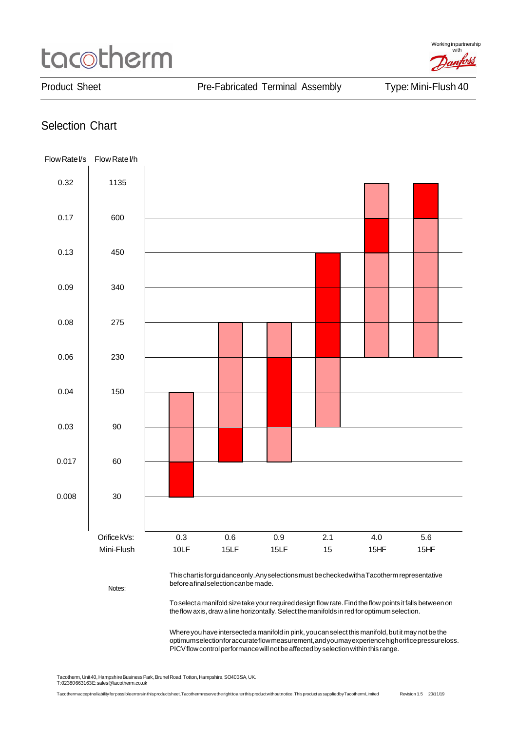# tacotherm

Working in partnership with Danfoss

Product Sheet | Pre-Fabricated Terminal Assembly | Type: Mini-Flush 40

## Selection Chart

| Flow Rate l/s | Flow Rate l/h |
|---|---|
| 0.32 | 1135 |
| 0.17 | 600 |
| 0.13 | 450 |
| 0.09 | 340 |
| 0.08 | 275 |
| 0.06 | 230 |
| 0.04 | 150 |
| 0.03 | 90 |
| 0.017 | 60 |
| 0.008 | 30 |

| Orifice kVs: | 0.3 | 0.6 | 0.9 | 2.1 | 4.0 | 5.6 |
|---|---|---|---|---|---|---|
| Mini-Flush | 10LF | 15LF | 15LF | 15 | 15HF | 15HF |
| Pink range (l/h) | 60–150 | 90–275 | 60–90, 230–275 | 90–230 | 230–600, 600–1135 (upper) | 230–600 |
| Red range (l/h) | 30–60 | 60–90 | 90–230 | 230–450 | 450–600 | 600–1135 |

Notes:

This chart is for guidance only. Any selections must be checked with a Tacotherm representative before a final selection can be made.

To select a manifold size take your required design flow rate. Find the flow points it falls between on the flow axis, draw a line horizontally. Select the manifolds in red for optimum selection.

Where you have intersected a manifold in pink, you can select this manifold, but it may not be the optimum selection for accurate flow measurement, and you may experience high orifice pressure loss. PICV flow control performance will not be affected by selection within this range.

Tacotherm, Unit 40, Hampshire Business Park, Brunel Road, Totton, Hampshire, SO40 3SA, UK.
T: 02380663163 E: sales@tacotherm.co.uk

Tacotherm accept no liability for possible errors in this product sheet. Tacotherm reserve the right to alter this product without notice. This product us supplied by Tacotherm Limited Revision 1.5 20/11/19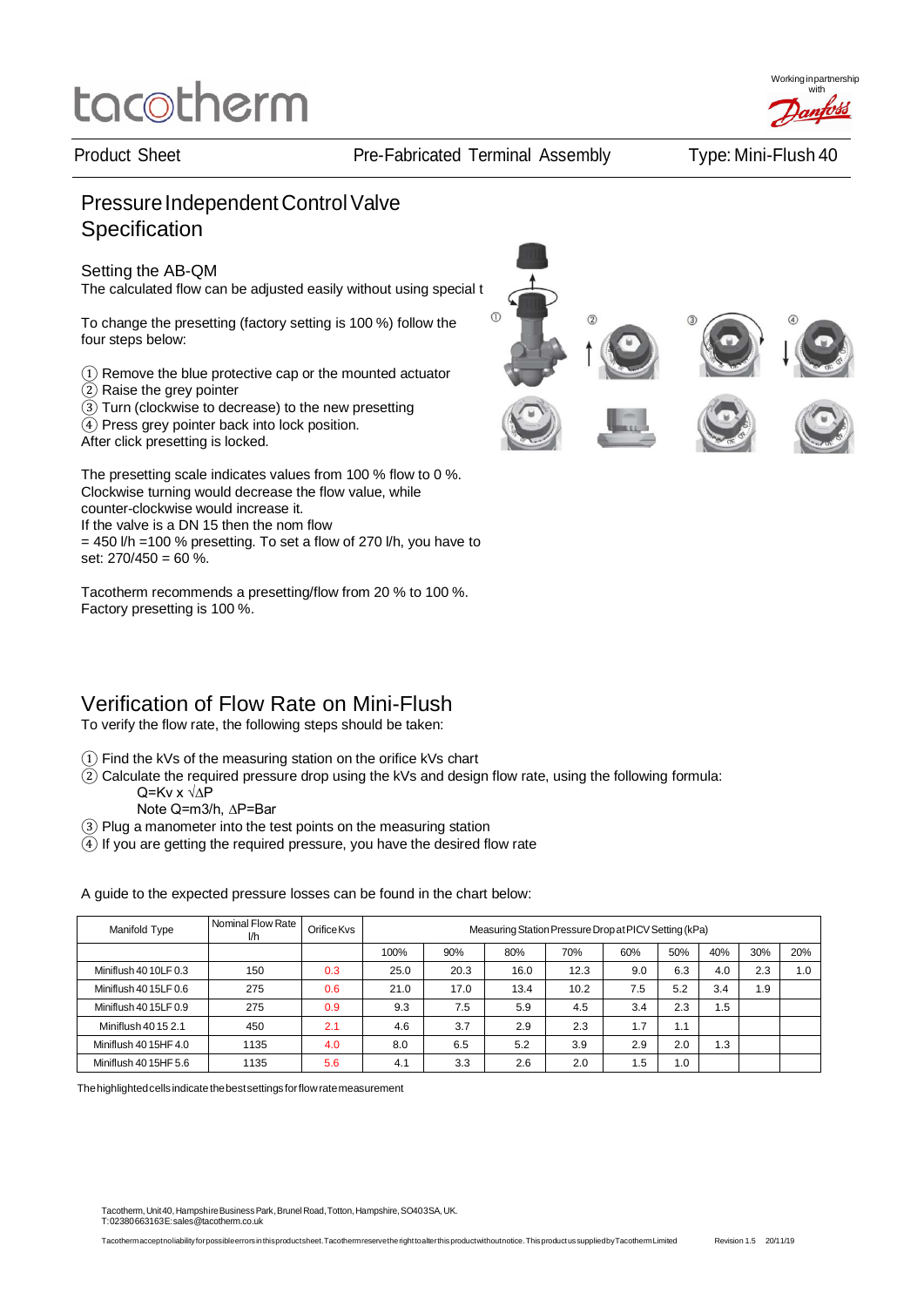Product Sheet Pre-Fabricated Terminal Assembly Type: Mini-Flush 40

# Pressure Independent Control Valve Specification

## Setting the AB-QM

The calculated flow can be adjusted easily without using special t

To change the presetting (factory setting is 100 %) follow the four steps below:

1. Remove the blue protective cap or the mounted actuator
2. Raise the grey pointer
3. Turn (clockwise to decrease) to the new presetting
4. Press grey pointer back into lock position.

After click presetting is locked.

The presetting scale indicates values from 100 % flow to 0 %. Clockwise turning would decrease the flow value, while counter-clockwise would increase it.
If the valve is a DN 15 then the nom flow
= 450 l/h =100 % presetting. To set a flow of 270 l/h, you have to set: 270/450 = 60 %.

Tacotherm recommends a presetting/flow from 20 % to 100 %.
Factory presetting is 100 %.

# Verification of Flow Rate on Mini-Flush

To verify the flow rate, the following steps should be taken:

1. Find the kVs of the measuring station on the orifice kVs chart
2. Calculate the required pressure drop using the kVs and design flow rate, using the following formula:
   $Q = Kv \times \sqrt{\Delta P}$
   Note Q=m3/h, $\Delta P$=Bar
3. Plug a manometer into the test points on the measuring station
4. If you are getting the required pressure, you have the desired flow rate

A guide to the expected pressure losses can be found in the chart below:

| Manifold Type | Nominal Flow Rate l/h | Orifice Kvs | Measuring Station Pressure Drop at PICV Setting (kPa) | | | | | | | | |
|---|---|---|---|---|---|---|---|---|---|---|---|
| | | | 100% | 90% | 80% | 70% | 60% | 50% | 40% | 30% | 20% |
| Miniflush 40 10LF 0.3 | 150 | 0.3 | 25.0 | 20.3 | 16.0 | 12.3 | 9.0 | 6.3 | 4.0 | 2.3 | 1.0 |
| Miniflush 40 15LF 0.6 | 275 | 0.6 | 21.0 | 17.0 | 13.4 | 10.2 | 7.5 | 5.2 | 3.4 | 1.9 | |
| Miniflush 40 15LF 0.9 | 275 | 0.9 | 9.3 | 7.5 | 5.9 | 4.5 | 3.4 | 2.3 | 1.5 | | |
| Miniflush 40 15 2.1 | 450 | 2.1 | 4.6 | 3.7 | 2.9 | 2.3 | 1.7 | 1.1 | | | |
| Miniflush 40 15HF 4.0 | 1135 | 4.0 | 8.0 | 6.5 | 5.2 | 3.9 | 2.9 | 2.0 | 1.3 | | |
| Miniflush 40 15HF 5.6 | 1135 | 5.6 | 4.1 | 3.3 | 2.6 | 2.0 | 1.5 | 1.0 | | | |

The highlighted cells indicate the best settings for flow rate measurement

Tacotherm, Unit 40, Hampshire Business Park, Brunel Road, Totton, Hampshire, SO40 3SA, UK.
T: 02380663163 E: sales@tacotherm.co.uk

Tacotherm accept no liability for possible errors in this product sheet. Tacotherm reserve the right to alter this product without notice. This product us supplied by Tacotherm Limited Revision 1.5 20/11/19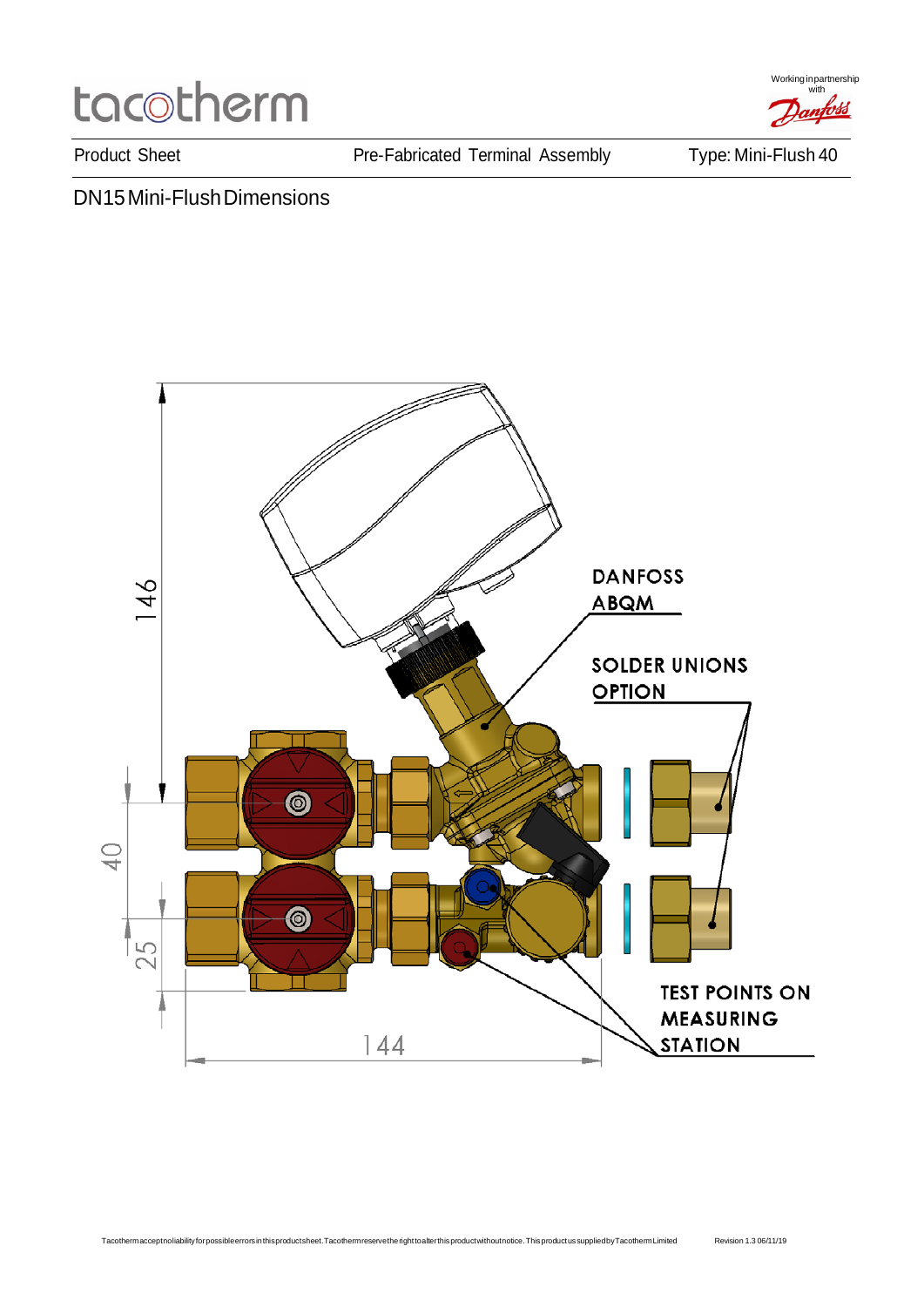## DN15 Mini-Flush Dimensions

146

40

25

144

DANFOSS ABQM

SOLDER UNIONS OPTION

TEST POINTS ON MEASURING STATION